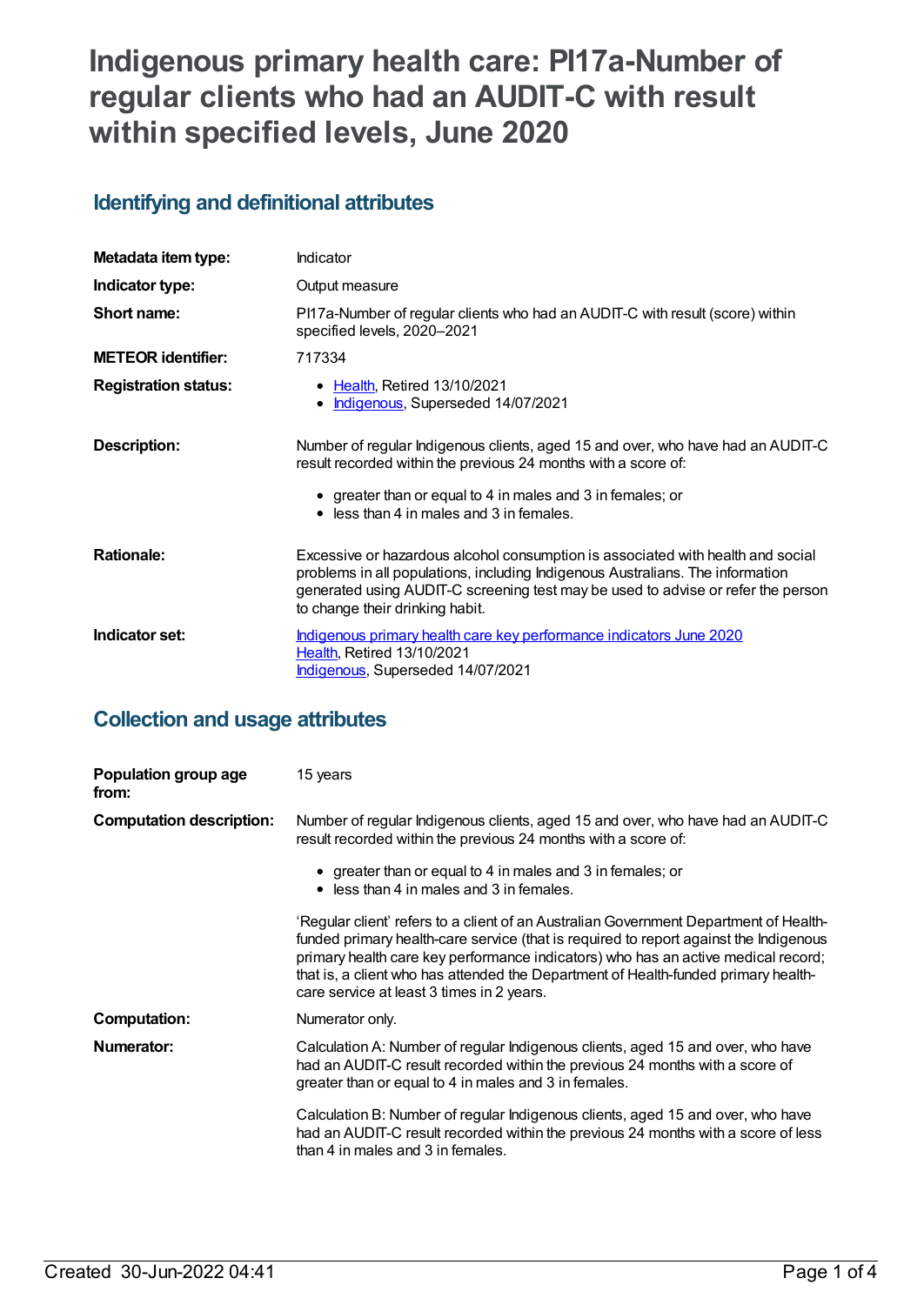# Indigenous primary health care: PI17a-Number of regular clients who had an AUDIT-C with result within specified levels, June 2020

## Identifying and definitional attributes

| | |
|---|---|
| **Metadata item type:** | Indicator |
| **Indicator type:** | Output measure |
| **Short name:** | PI17a-Number of regular clients who had an AUDIT-C with result (score) within specified levels, 2020–2021 |
| **METEOR identifier:** | 717334 |
| **Registration status:** | • Health, Retired 13/10/2021<br>• Indigenous, Superseded 14/07/2021 |
| **Description:** | Number of regular Indigenous clients, aged 15 and over, who have had an AUDIT-C result recorded within the previous 24 months with a score of:<br>• greater than or equal to 4 in males and 3 in females; or<br>• less than 4 in males and 3 in females. |
| **Rationale:** | Excessive or hazardous alcohol consumption is associated with health and social problems in all populations, including Indigenous Australians. The information generated using AUDIT-C screening test may be used to advise or refer the person to change their drinking habit. |
| **Indicator set:** | Indigenous primary health care key performance indicators June 2020<br>Health, Retired 13/10/2021<br>Indigenous, Superseded 14/07/2021 |

## Collection and usage attributes

| | |
|---|---|
| **Population group age from:** | 15 years |
| **Computation description:** | Number of regular Indigenous clients, aged 15 and over, who have had an AUDIT-C result recorded within the previous 24 months with a score of:<br>• greater than or equal to 4 in males and 3 in females; or<br>• less than 4 in males and 3 in females.<br><br>'Regular client' refers to a client of an Australian Government Department of Health-funded primary health-care service (that is required to report against the Indigenous primary health care key performance indicators) who has an active medical record; that is, a client who has attended the Department of Health-funded primary health-care service at least 3 times in 2 years. |
| **Computation:** | Numerator only. |
| **Numerator:** | Calculation A: Number of regular Indigenous clients, aged 15 and over, who have had an AUDIT-C result recorded within the previous 24 months with a score of greater than or equal to 4 in males and 3 in females.<br><br>Calculation B: Number of regular Indigenous clients, aged 15 and over, who have had an AUDIT-C result recorded within the previous 24 months with a score of less than 4 in males and 3 in females. |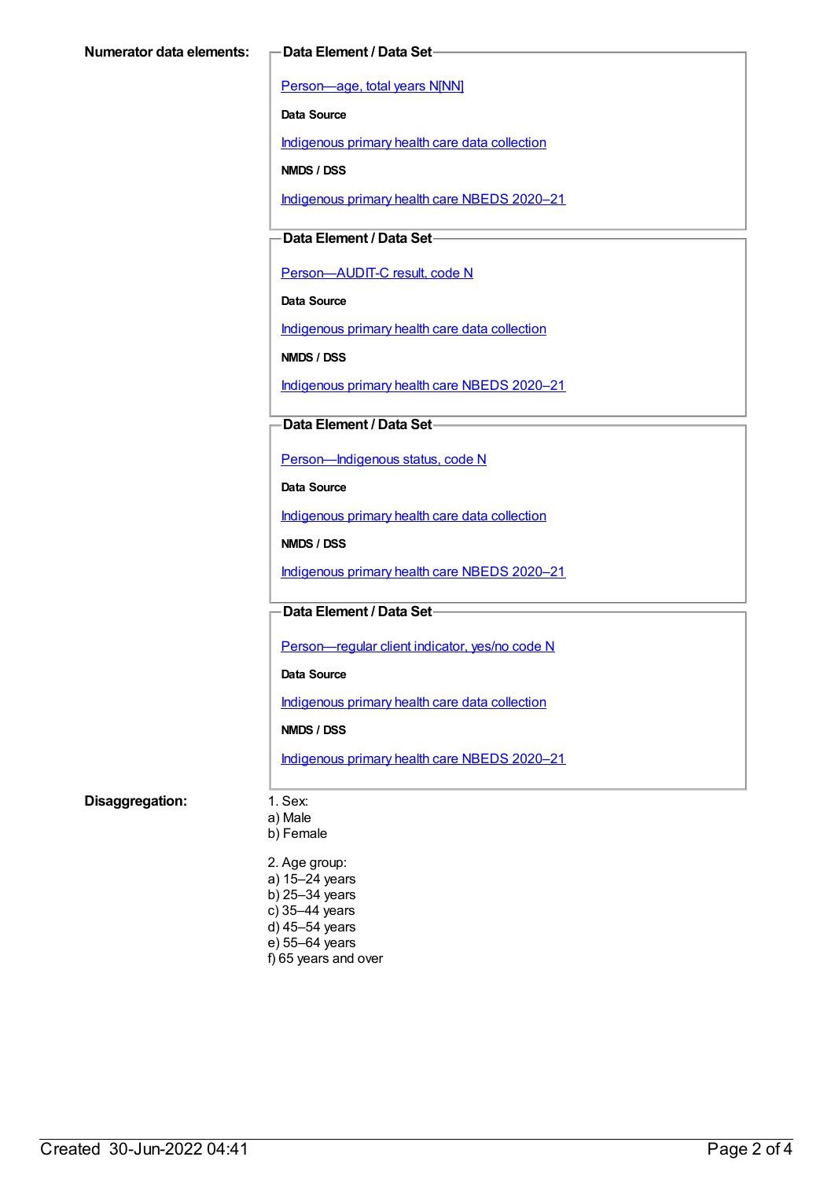**Numerator data elements:**

**Data Element / Data Set**

Person—age, total years N[NN]

**Data Source**

Indigenous primary health care data collection

**NMDS / DSS**

Indigenous primary health care NBEDS 2020–21

**Data Element / Data Set**

Person—AUDIT-C result, code N

**Data Source**

Indigenous primary health care data collection

**NMDS / DSS**

Indigenous primary health care NBEDS 2020–21

**Data Element / Data Set**

Person—Indigenous status, code N

**Data Source**

Indigenous primary health care data collection

**NMDS / DSS**

Indigenous primary health care NBEDS 2020–21

**Data Element / Data Set**

Person—regular client indicator, yes/no code N

**Data Source**

Indigenous primary health care data collection

**NMDS / DSS**

Indigenous primary health care NBEDS 2020–21

**Disaggregation:**

1. Sex:
a) Male
b) Female

2. Age group:
a) 15–24 years
b) 25–34 years
c) 35–44 years
d) 45–54 years
e) 55–64 years
f) 65 years and over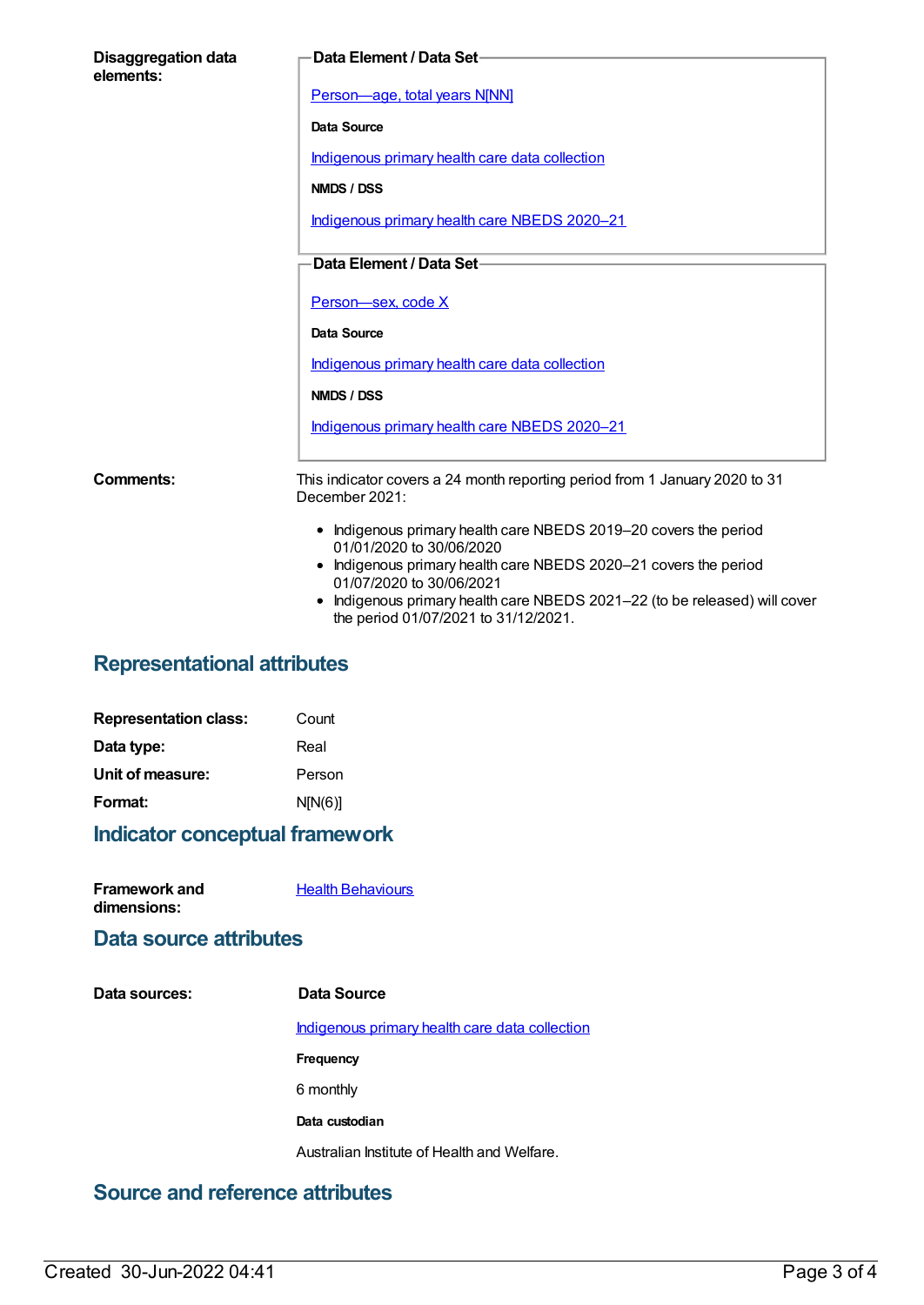**Disaggregation data elements:**

**Data Element / Data Set**

Person—age, total years N[NN]

**Data Source**

Indigenous primary health care data collection

**NMDS / DSS**

Indigenous primary health care NBEDS 2020–21

**Data Element / Data Set**

Person—sex, code X

**Data Source**

Indigenous primary health care data collection

**NMDS / DSS**

Indigenous primary health care NBEDS 2020–21

**Comments:**

This indicator covers a 24 month reporting period from 1 January 2020 to 31 December 2021:

- Indigenous primary health care NBEDS 2019–20 covers the period 01/01/2020 to 30/06/2020
- Indigenous primary health care NBEDS 2020–21 covers the period 01/07/2020 to 30/06/2021
- Indigenous primary health care NBEDS 2021–22 (to be released) will cover the period 01/07/2021 to 31/12/2021.

## Representational attributes

**Representation class:** Count

**Data type:** Real

**Unit of measure:** Person

**Format:** N[N(6)]

## Indicator conceptual framework

**Framework and dimensions:** Health Behaviours

## Data source attributes

**Data sources:**

**Data Source**

Indigenous primary health care data collection

**Frequency**

6 monthly

**Data custodian**

Australian Institute of Health and Welfare.

## Source and reference attributes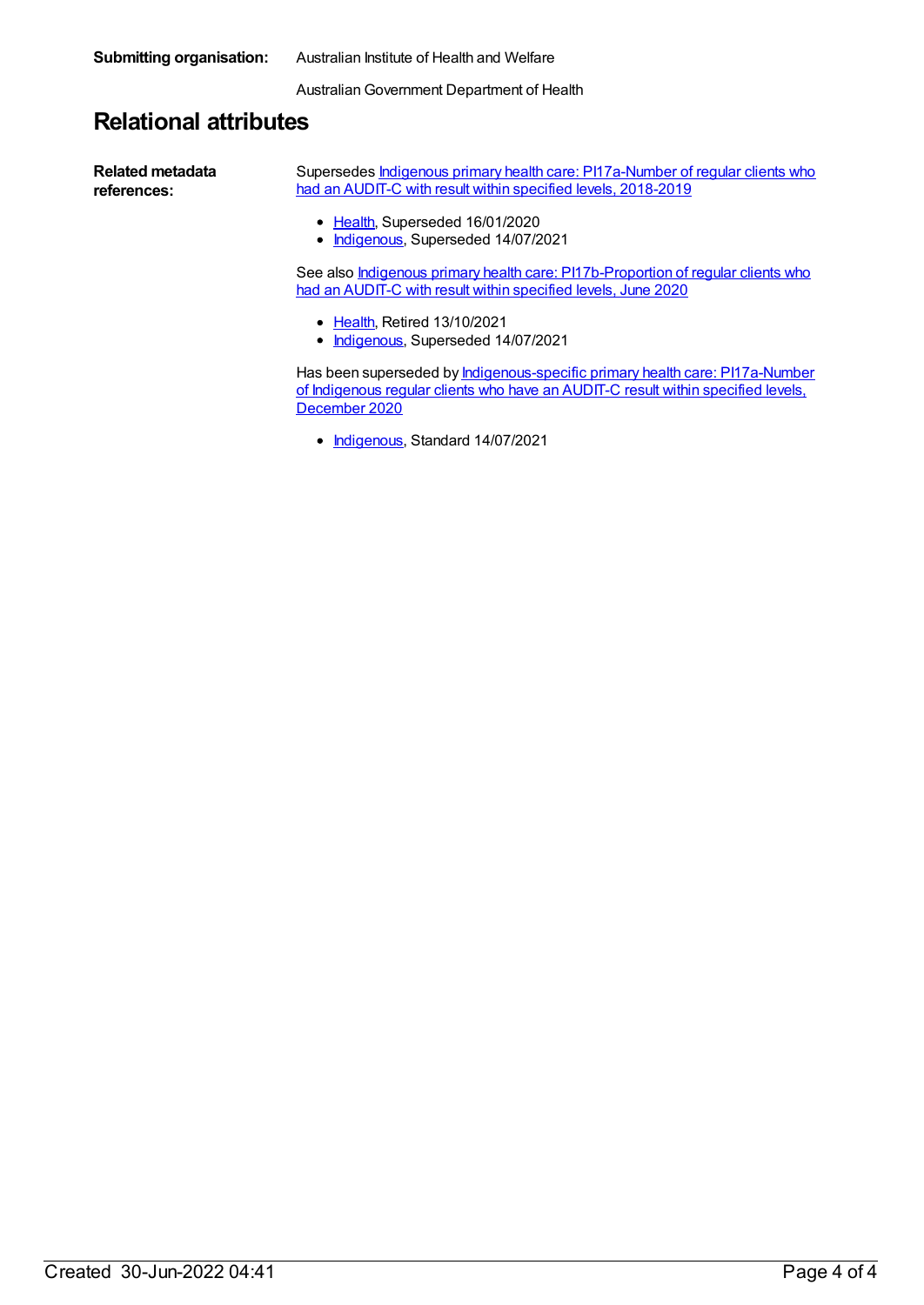**Submitting organisation:** Australian Institute of Health and Welfare

Australian Government Department of Health

## Relational attributes

**Related metadata references:**

Supersedes Indigenous primary health care: PI17a-Number of regular clients who had an AUDIT-C with result within specified levels, 2018-2019

- Health, Superseded 16/01/2020
- Indigenous, Superseded 14/07/2021

See also Indigenous primary health care: PI17b-Proportion of regular clients who had an AUDIT-C with result within specified levels, June 2020

- Health, Retired 13/10/2021
- Indigenous, Superseded 14/07/2021

Has been superseded by Indigenous-specific primary health care: PI17a-Number of Indigenous regular clients who have an AUDIT-C result within specified levels, December 2020

- Indigenous, Standard 14/07/2021